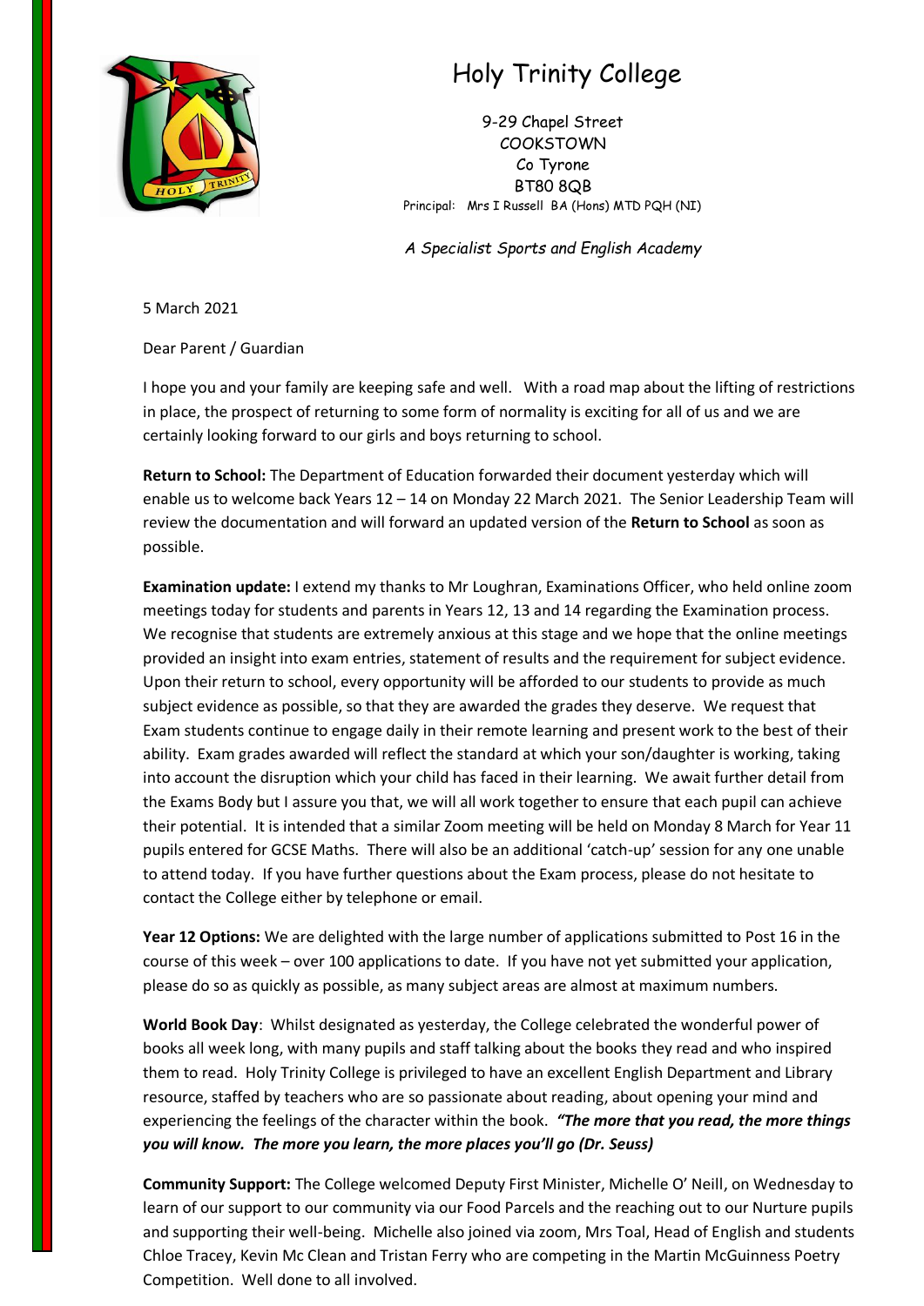# Holy Trinity College

9-29 Chapel Street
COOKSTOWN
Co Tyrone
BT80 8QB
Principal: Mrs I Russell BA (Hons) MTD PQH (NI)

*A Specialist Sports and English Academy*

5 March 2021

Dear Parent / Guardian

I hope you and your family are keeping safe and well. With a road map about the lifting of restrictions in place, the prospect of returning to some form of normality is exciting for all of us and we are certainly looking forward to our girls and boys returning to school.

**Return to School:** The Department of Education forwarded their document yesterday which will enable us to welcome back Years 12 – 14 on Monday 22 March 2021. The Senior Leadership Team will review the documentation and will forward an updated version of the **Return to School** as soon as possible.

**Examination update:** I extend my thanks to Mr Loughran, Examinations Officer, who held online zoom meetings today for students and parents in Years 12, 13 and 14 regarding the Examination process. We recognise that students are extremely anxious at this stage and we hope that the online meetings provided an insight into exam entries, statement of results and the requirement for subject evidence. Upon their return to school, every opportunity will be afforded to our students to provide as much subject evidence as possible, so that they are awarded the grades they deserve. We request that Exam students continue to engage daily in their remote learning and present work to the best of their ability. Exam grades awarded will reflect the standard at which your son/daughter is working, taking into account the disruption which your child has faced in their learning. We await further detail from the Exams Body but I assure you that, we will all work together to ensure that each pupil can achieve their potential. It is intended that a similar Zoom meeting will be held on Monday 8 March for Year 11 pupils entered for GCSE Maths. There will also be an additional 'catch-up' session for any one unable to attend today. If you have further questions about the Exam process, please do not hesitate to contact the College either by telephone or email.

**Year 12 Options:** We are delighted with the large number of applications submitted to Post 16 in the course of this week – over 100 applications to date. If you have not yet submitted your application, please do so as quickly as possible, as many subject areas are almost at maximum numbers.

**World Book Day**: Whilst designated as yesterday, the College celebrated the wonderful power of books all week long, with many pupils and staff talking about the books they read and who inspired them to read. Holy Trinity College is privileged to have an excellent English Department and Library resource, staffed by teachers who are so passionate about reading, about opening your mind and experiencing the feelings of the character within the book. ***"The more that you read, the more things you will know. The more you learn, the more places you'll go (Dr. Seuss)***

**Community Support:** The College welcomed Deputy First Minister, Michelle O' Neill, on Wednesday to learn of our support to our community via our Food Parcels and the reaching out to our Nurture pupils and supporting their well-being. Michelle also joined via zoom, Mrs Toal, Head of English and students Chloe Tracey, Kevin Mc Clean and Tristan Ferry who are competing in the Martin McGuinness Poetry Competition. Well done to all involved.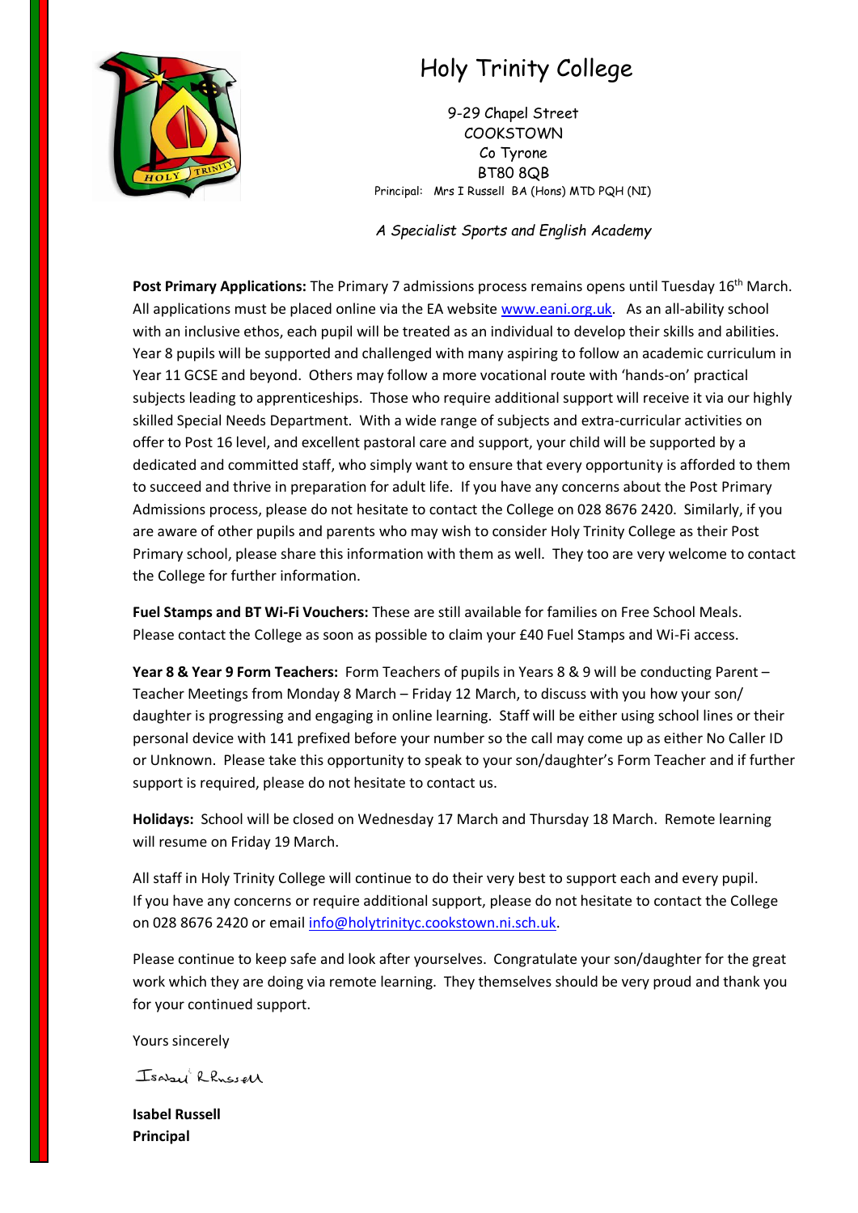# Holy Trinity College

9-29 Chapel Street
COOKSTOWN
Co Tyrone
BT80 8QB
Principal: Mrs I Russell BA (Hons) MTD PQH (NI)

*A Specialist Sports and English Academy*

**Post Primary Applications:** The Primary 7 admissions process remains opens until Tuesday 16th March. All applications must be placed online via the EA website www.eani.org.uk. As an all-ability school with an inclusive ethos, each pupil will be treated as an individual to develop their skills and abilities. Year 8 pupils will be supported and challenged with many aspiring to follow an academic curriculum in Year 11 GCSE and beyond. Others may follow a more vocational route with 'hands-on' practical subjects leading to apprenticeships. Those who require additional support will receive it via our highly skilled Special Needs Department. With a wide range of subjects and extra-curricular activities on offer to Post 16 level, and excellent pastoral care and support, your child will be supported by a dedicated and committed staff, who simply want to ensure that every opportunity is afforded to them to succeed and thrive in preparation for adult life. If you have any concerns about the Post Primary Admissions process, please do not hesitate to contact the College on 028 8676 2420. Similarly, if you are aware of other pupils and parents who may wish to consider Holy Trinity College as their Post Primary school, please share this information with them as well. They too are very welcome to contact the College for further information.

**Fuel Stamps and BT Wi-Fi Vouchers:** These are still available for families on Free School Meals. Please contact the College as soon as possible to claim your £40 Fuel Stamps and Wi-Fi access.

**Year 8 & Year 9 Form Teachers:** Form Teachers of pupils in Years 8 & 9 will be conducting Parent – Teacher Meetings from Monday 8 March – Friday 12 March, to discuss with you how your son/ daughter is progressing and engaging in online learning. Staff will be either using school lines or their personal device with 141 prefixed before your number so the call may come up as either No Caller ID or Unknown. Please take this opportunity to speak to your son/daughter's Form Teacher and if further support is required, please do not hesitate to contact us.

**Holidays:** School will be closed on Wednesday 17 March and Thursday 18 March. Remote learning will resume on Friday 19 March.

All staff in Holy Trinity College will continue to do their very best to support each and every pupil. If you have any concerns or require additional support, please do not hesitate to contact the College on 028 8676 2420 or email info@holytrinityc.cookstown.ni.sch.uk.

Please continue to keep safe and look after yourselves. Congratulate your son/daughter for the great work which they are doing via remote learning. They themselves should be very proud and thank you for your continued support.

Yours sincerely

Isabel Russell

**Isabel Russell**
**Principal**